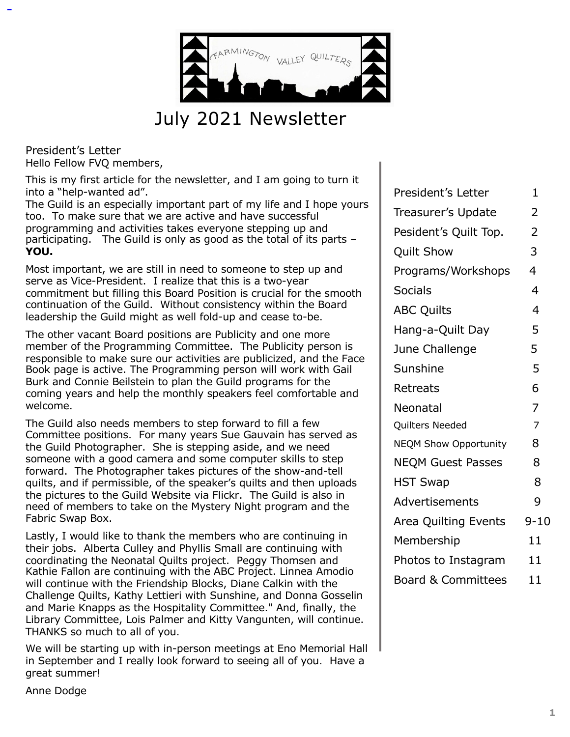# July 2021 Newsletter

| | |
|---|---|
| President's Letter | 1 |
| Treasurer's Update | 2 |
| Pesident's Quilt Top. | 2 |
| Quilt Show | 3 |
| Programs/Workshops | 4 |
| Socials | 4 |
| ABC Quilts | 4 |
| Hang-a-Quilt Day | 5 |
| June Challenge | 5 |
| Sunshine | 5 |
| Retreats | 6 |
| Neonatal | 7 |
| Quilters Needed | 7 |
| NEQM Show Opportunity | 8 |
| NEQM Guest Passes | 8 |
| HST Swap | 8 |
| Advertisements | 9 |
| Area Quilting Events | 9-10 |
| Membership | 11 |
| Photos to Instagram | 11 |
| Board & Committees | 11 |

## President's Letter

Hello Fellow FVQ members,

This is my first article for the newsletter, and I am going to turn it into a "help-wanted ad".
The Guild is an especially important part of my life and I hope yours too. To make sure that we are active and have successful programming and activities takes everyone stepping up and participating. The Guild is only as good as the total of its parts – **YOU.**

Most important, we are still in need to someone to step up and serve as Vice-President. I realize that this is a two-year commitment but filling this Board Position is crucial for the smooth continuation of the Guild. Without consistency within the Board leadership the Guild might as well fold-up and cease to-be.

The other vacant Board positions are Publicity and one more member of the Programming Committee. The Publicity person is responsible to make sure our activities are publicized, and the Face Book page is active. The Programming person will work with Gail Burk and Connie Beilstein to plan the Guild programs for the coming years and help the monthly speakers feel comfortable and welcome.

The Guild also needs members to step forward to fill a few Committee positions. For many years Sue Gauvain has served as the Guild Photographer. She is stepping aside, and we need someone with a good camera and some computer skills to step forward. The Photographer takes pictures of the show-and-tell quilts, and if permissible, of the speaker's quilts and then uploads the pictures to the Guild Website via Flickr. The Guild is also in need of members to take on the Mystery Night program and the Fabric Swap Box.

Lastly, I would like to thank the members who are continuing in their jobs. Alberta Culley and Phyllis Small are continuing with coordinating the Neonatal Quilts project. Peggy Thomsen and Kathie Fallon are continuing with the ABC Project. Linnea Amodio will continue with the Friendship Blocks, Diane Calkin with the Challenge Quilts, Kathy Lettieri with Sunshine, and Donna Gosselin and Marie Knapps as the Hospitality Committee." And, finally, the Library Committee, Lois Palmer and Kitty Vangunten, will continue. THANKS so much to all of you.

We will be starting up with in-person meetings at Eno Memorial Hall in September and I really look forward to seeing all of you. Have a great summer!

Anne Dodge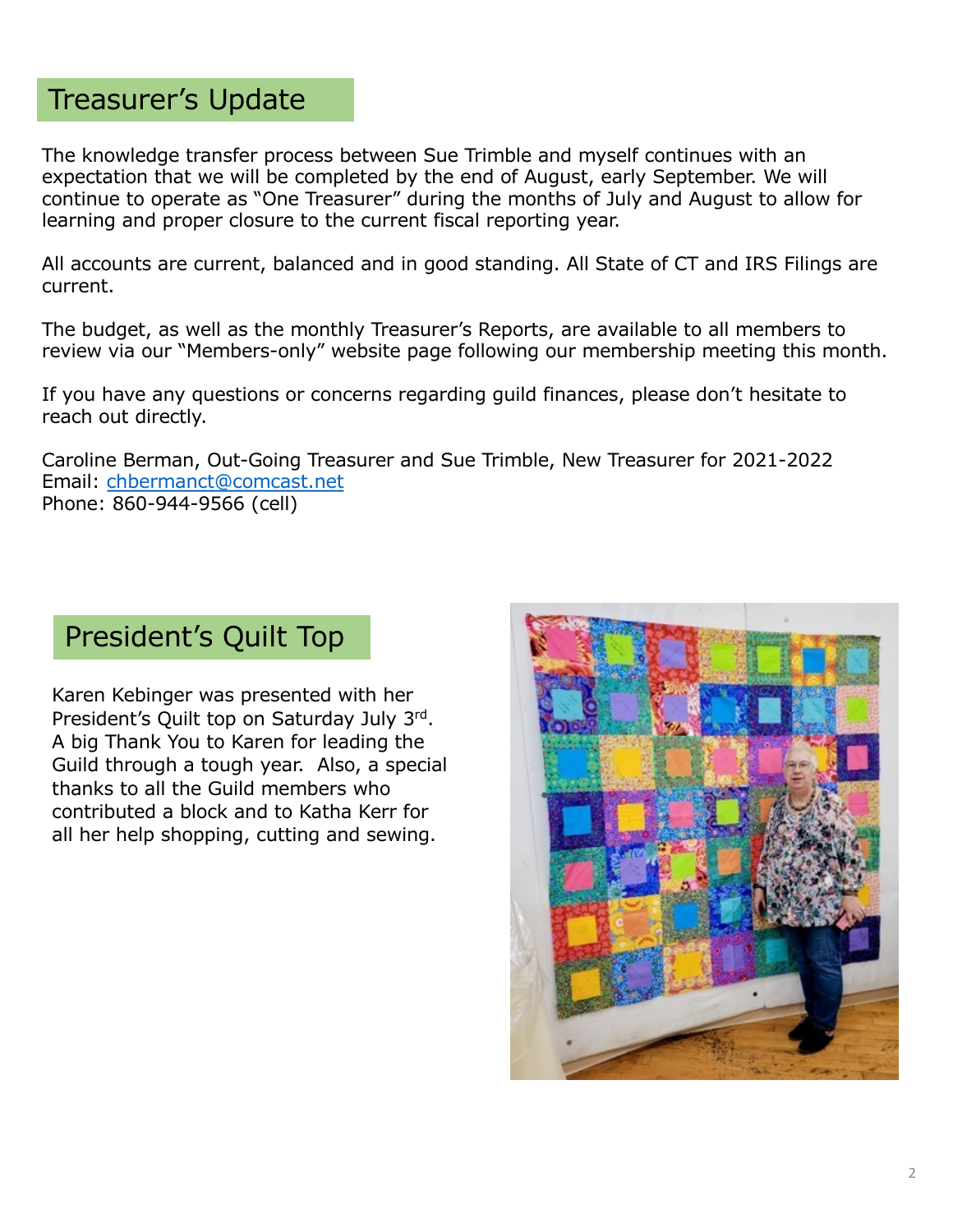## Treasurer's Update

The knowledge transfer process between Sue Trimble and myself continues with an expectation that we will be completed by the end of August, early September. We will continue to operate as "One Treasurer" during the months of July and August to allow for learning and proper closure to the current fiscal reporting year.

All accounts are current, balanced and in good standing. All State of CT and IRS Filings are current.

The budget, as well as the monthly Treasurer's Reports, are available to all members to review via our "Members-only" website page following our membership meeting this month.

If you have any questions or concerns regarding guild finances, please don't hesitate to reach out directly.

Caroline Berman, Out-Going Treasurer and Sue Trimble, New Treasurer for 2021-2022
Email: chbermanct@comcast.net
Phone: 860-944-9566 (cell)

## President's Quilt Top

Karen Kebinger was presented with her President's Quilt top on Saturday July 3rd. A big Thank You to Karen for leading the Guild through a tough year. Also, a special thanks to all the Guild members who contributed a block and to Katha Kerr for all her help shopping, cutting and sewing.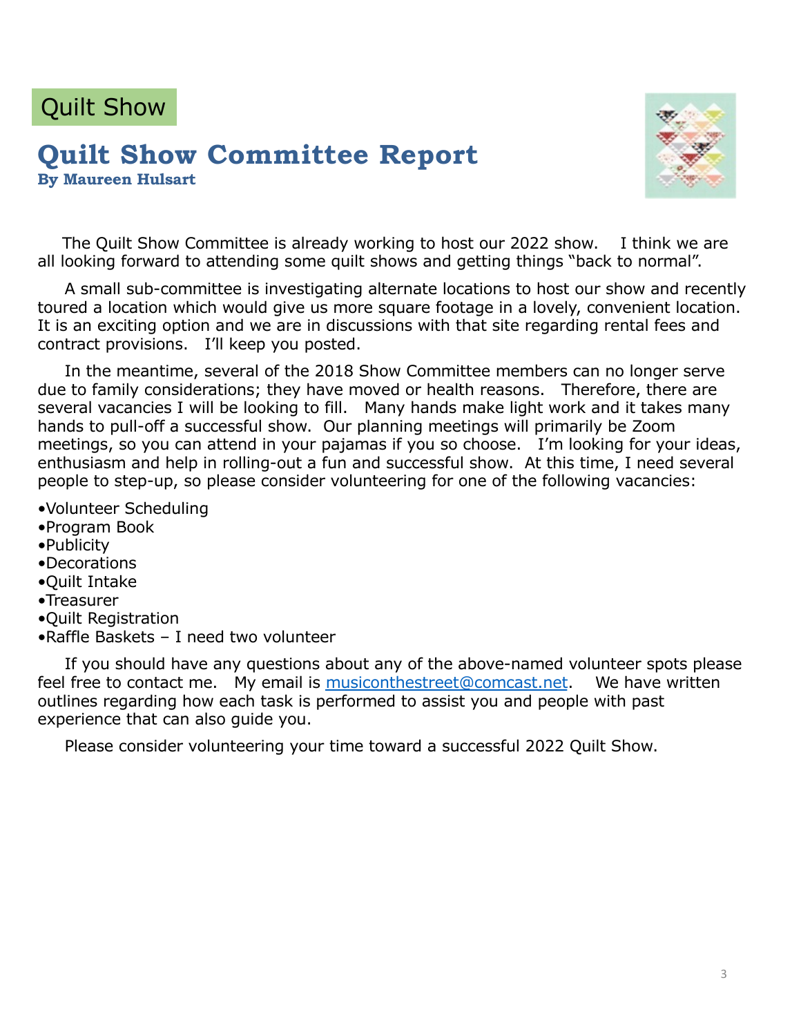Quilt Show

# Quilt Show Committee Report

**By Maureen Hulsart**

The Quilt Show Committee is already working to host our 2022 show. I think we are all looking forward to attending some quilt shows and getting things "back to normal".

A small sub-committee is investigating alternate locations to host our show and recently toured a location which would give us more square footage in a lovely, convenient location. It is an exciting option and we are in discussions with that site regarding rental fees and contract provisions. I'll keep you posted.

In the meantime, several of the 2018 Show Committee members can no longer serve due to family considerations; they have moved or health reasons. Therefore, there are several vacancies I will be looking to fill. Many hands make light work and it takes many hands to pull-off a successful show. Our planning meetings will primarily be Zoom meetings, so you can attend in your pajamas if you so choose. I'm looking for your ideas, enthusiasm and help in rolling-out a fun and successful show. At this time, I need several people to step-up, so please consider volunteering for one of the following vacancies:

- Volunteer Scheduling
- Program Book
- Publicity
- Decorations
- Quilt Intake
- Treasurer
- Quilt Registration
- Raffle Baskets – I need two volunteer

If you should have any questions about any of the above-named volunteer spots please feel free to contact me. My email is musiconthestreet@comcast.net. We have written outlines regarding how each task is performed to assist you and people with past experience that can also guide you.

Please consider volunteering your time toward a successful 2022 Quilt Show.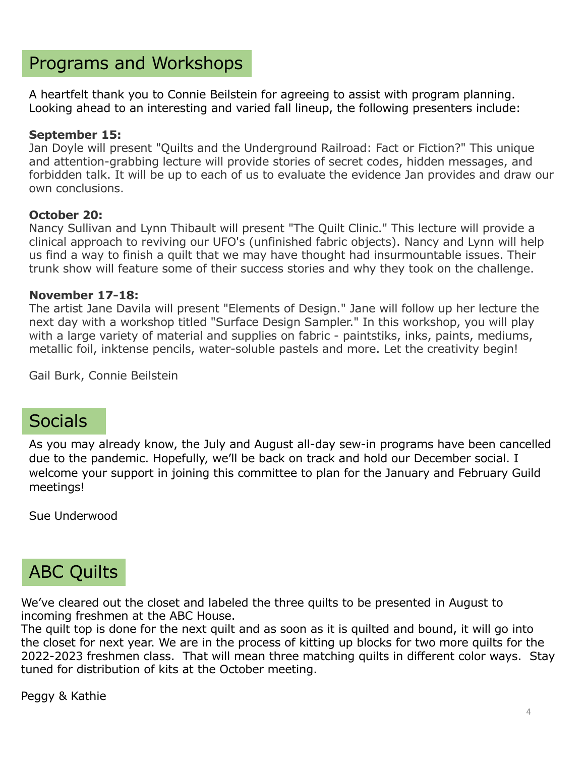## Programs and Workshops

A heartfelt thank you to Connie Beilstein for agreeing to assist with program planning. Looking ahead to an interesting and varied fall lineup, the following presenters include:

**September 15:**
Jan Doyle will present "Quilts and the Underground Railroad: Fact or Fiction?" This unique and attention-grabbing lecture will provide stories of secret codes, hidden messages, and forbidden talk. It will be up to each of us to evaluate the evidence Jan provides and draw our own conclusions.

**October 20:**
Nancy Sullivan and Lynn Thibault will present "The Quilt Clinic." This lecture will provide a clinical approach to reviving our UFO's (unfinished fabric objects). Nancy and Lynn will help us find a way to finish a quilt that we may have thought had insurmountable issues. Their trunk show will feature some of their success stories and why they took on the challenge.

**November 17-18:**
The artist Jane Davila will present "Elements of Design." Jane will follow up her lecture the next day with a workshop titled "Surface Design Sampler." In this workshop, you will play with a large variety of material and supplies on fabric - paintstiks, inks, paints, mediums, metallic foil, inktense pencils, water-soluble pastels and more. Let the creativity begin!

Gail Burk, Connie Beilstein

## Socials

As you may already know, the July and August all-day sew-in programs have been cancelled due to the pandemic. Hopefully, we'll be back on track and hold our December social. I welcome your support in joining this committee to plan for the January and February Guild meetings!

Sue Underwood

## ABC Quilts

We've cleared out the closet and labeled the three quilts to be presented in August to incoming freshmen at the ABC House.
The quilt top is done for the next quilt and as soon as it is quilted and bound, it will go into the closet for next year. We are in the process of kitting up blocks for two more quilts for the 2022-2023 freshmen class. That will mean three matching quilts in different color ways. Stay tuned for distribution of kits at the October meeting.

Peggy & Kathie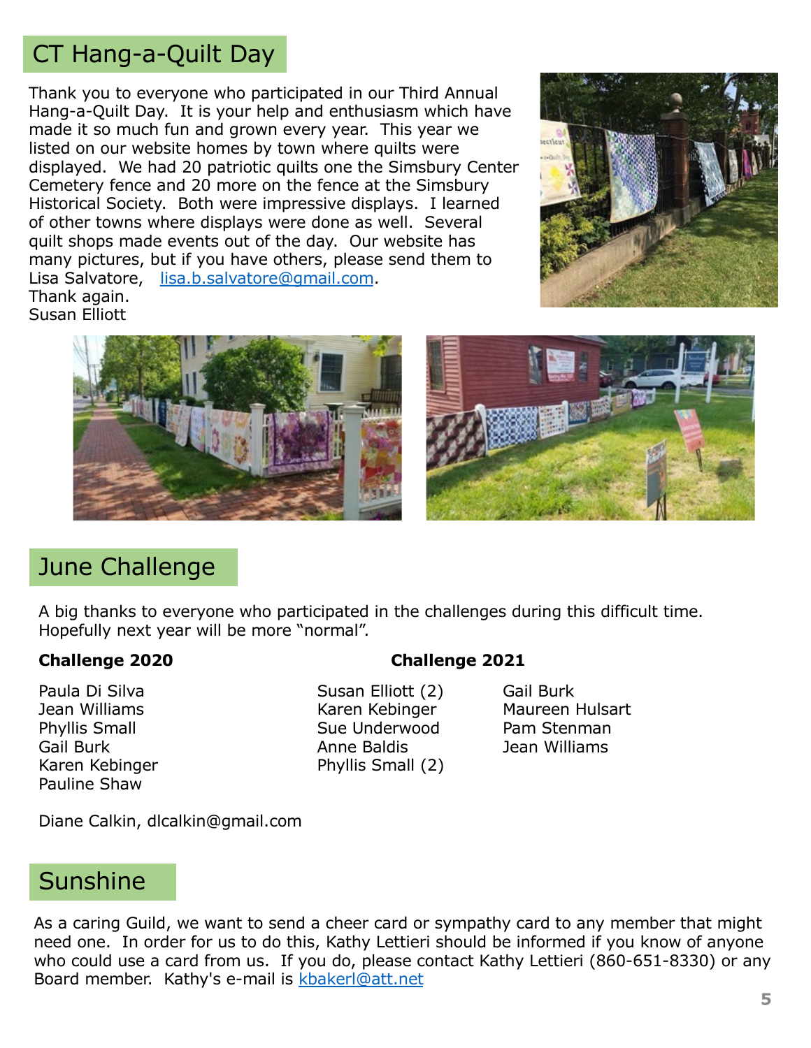## CT Hang-a-Quilt Day

Thank you to everyone who participated in our Third Annual Hang-a-Quilt Day. It is your help and enthusiasm which have made it so much fun and grown every year. This year we listed on our website homes by town where quilts were displayed. We had 20 patriotic quilts one the Simsbury Center Cemetery fence and 20 more on the fence at the Simsbury Historical Society. Both were impressive displays. I learned of other towns where displays were done as well. Several quilt shops made events out of the day. Our website has many pictures, but if you have others, please send them to Lisa Salvatore, [lisa.b.salvatore@gmail.com](mailto:lisa.b.salvatore@gmail.com).
Thank again.
Susan Elliott

## June Challenge

A big thanks to everyone who participated in the challenges during this difficult time. Hopefully next year will be more "normal".

**Challenge 2020**

Paula Di Silva
Jean Williams
Phyllis Small
Gail Burk
Karen Kebinger
Pauline Shaw

**Challenge 2021**

Susan Elliott (2)
Karen Kebinger
Sue Underwood
Anne Baldis
Phyllis Small (2)
Gail Burk
Maureen Hulsart
Pam Stenman
Jean Williams

Diane Calkin, dlcalkin@gmail.com

## Sunshine

As a caring Guild, we want to send a cheer card or sympathy card to any member that might need one. In order for us to do this, Kathy Lettieri should be informed if you know of anyone who could use a card from us. If you do, please contact Kathy Lettieri (860-651-8330) or any Board member. Kathy's e-mail is [kbakerl@att.net](mailto:kbakerl@att.net)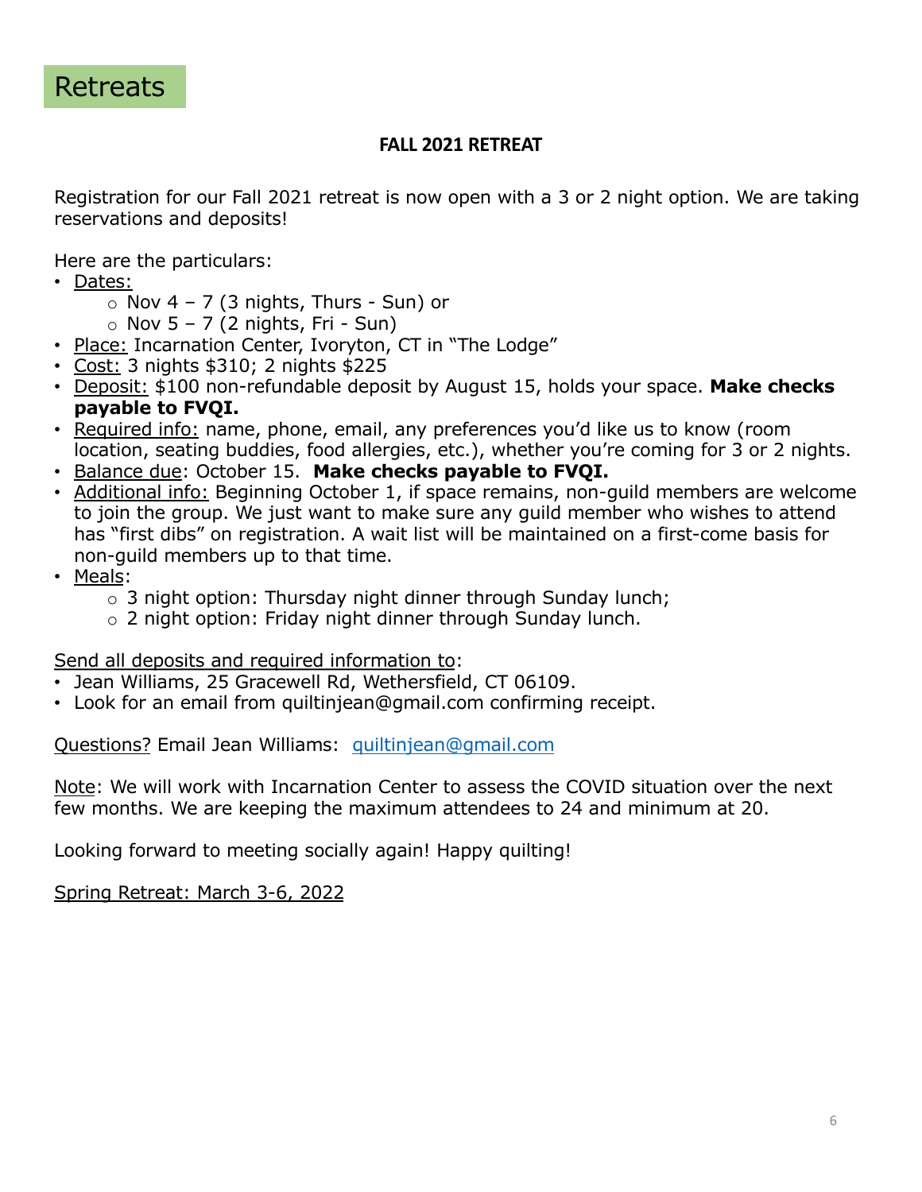# Retreats

## FALL 2021 RETREAT

Registration for our Fall 2021 retreat is now open with a 3 or 2 night option. We are taking reservations and deposits!

Here are the particulars:

- Dates:
  - Nov 4 – 7 (3 nights, Thurs - Sun) or
  - Nov 5 – 7 (2 nights, Fri - Sun)
- Place: Incarnation Center, Ivoryton, CT in "The Lodge"
- Cost: 3 nights $310; 2 nights $225
- Deposit: $100 non-refundable deposit by August 15, holds your space. **Make checks payable to FVQI.**
- Required info: name, phone, email, any preferences you'd like us to know (room location, seating buddies, food allergies, etc.), whether you're coming for 3 or 2 nights.
- Balance due: October 15. **Make checks payable to FVQI.**
- Additional info: Beginning October 1, if space remains, non-guild members are welcome to join the group. We just want to make sure any guild member who wishes to attend has "first dibs" on registration. A wait list will be maintained on a first-come basis for non-guild members up to that time.
- Meals:
  - 3 night option: Thursday night dinner through Sunday lunch;
  - 2 night option: Friday night dinner through Sunday lunch.

Send all deposits and required information to:

- Jean Williams, 25 Gracewell Rd, Wethersfield, CT 06109.
- Look for an email from quiltinjean@gmail.com confirming receipt.

Questions? Email Jean Williams: quiltinjean@gmail.com

Note: We will work with Incarnation Center to assess the COVID situation over the next few months. We are keeping the maximum attendees to 24 and minimum at 20.

Looking forward to meeting socially again! Happy quilting!

Spring Retreat: March 3-6, 2022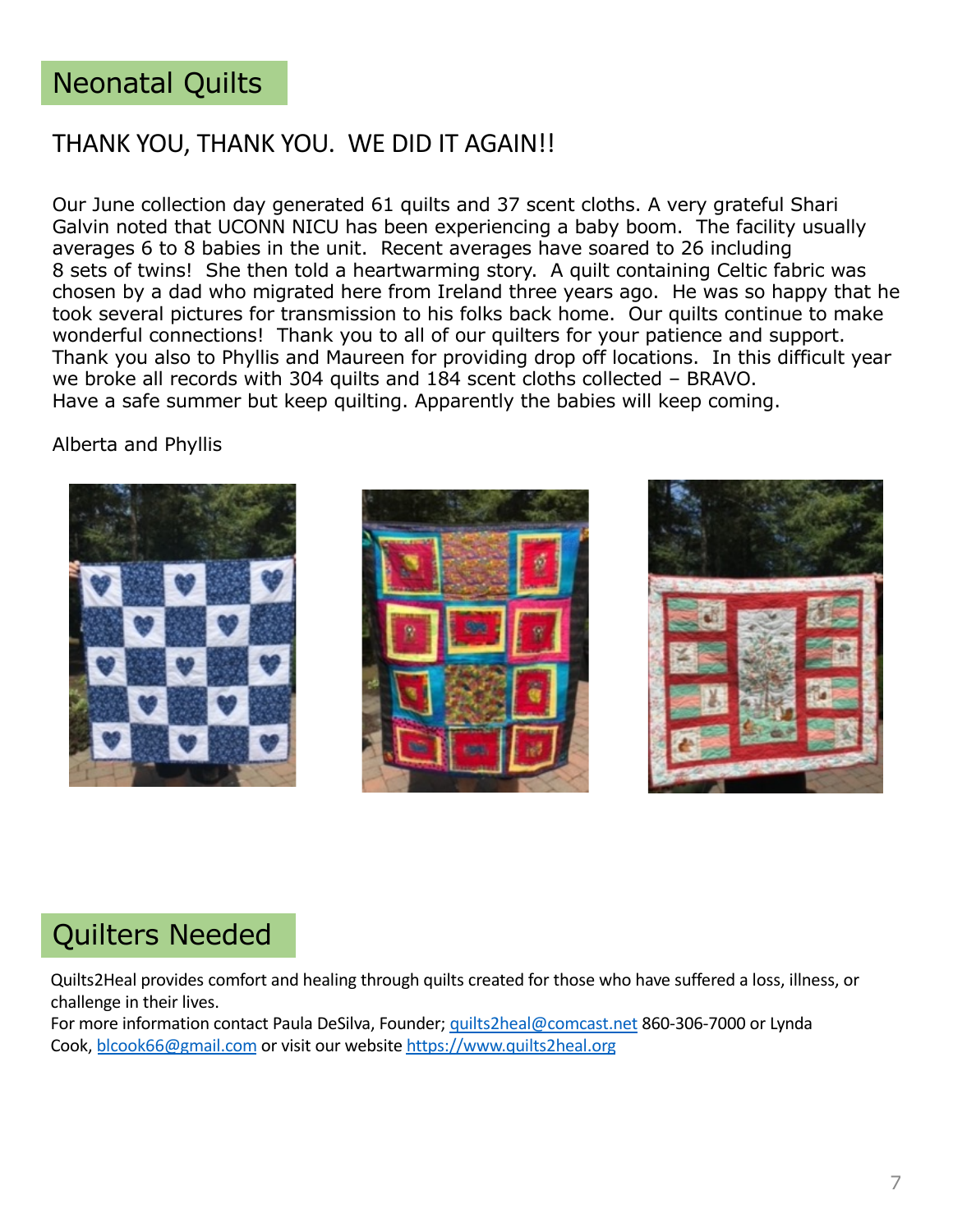## Neonatal Quilts

### THANK YOU, THANK YOU. WE DID IT AGAIN!!

Our June collection day generated 61 quilts and 37 scent cloths. A very grateful Shari Galvin noted that UCONN NICU has been experiencing a baby boom. The facility usually averages 6 to 8 babies in the unit. Recent averages have soared to 26 including 8 sets of twins! She then told a heartwarming story. A quilt containing Celtic fabric was chosen by a dad who migrated here from Ireland three years ago. He was so happy that he took several pictures for transmission to his folks back home. Our quilts continue to make wonderful connections! Thank you to all of our quilters for your patience and support. Thank you also to Phyllis and Maureen for providing drop off locations. In this difficult year we broke all records with 304 quilts and 184 scent cloths collected – BRAVO.
Have a safe summer but keep quilting. Apparently the babies will keep coming.

Alberta and Phyllis

## Quilters Needed

Quilts2Heal provides comfort and healing through quilts created for those who have suffered a loss, illness, or challenge in their lives.
For more information contact Paula DeSilva, Founder; quilts2heal@comcast.net 860-306-7000 or Lynda Cook, blcook66@gmail.com or visit our website https://www.quilts2heal.org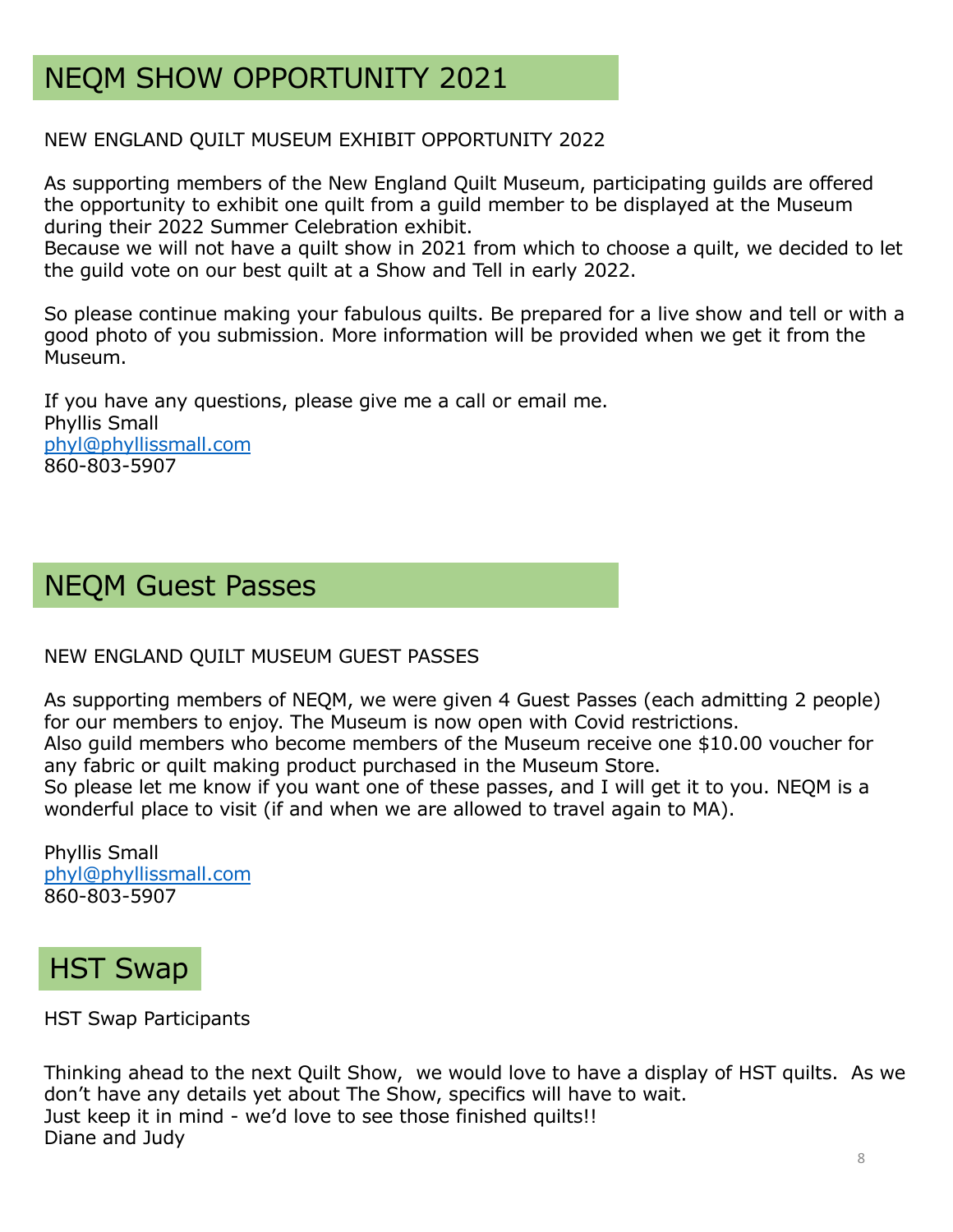# NEQM SHOW OPPORTUNITY 2021

NEW ENGLAND QUILT MUSEUM EXHIBIT OPPORTUNITY 2022

As supporting members of the New England Quilt Museum, participating guilds are offered the opportunity to exhibit one quilt from a guild member to be displayed at the Museum during their 2022 Summer Celebration exhibit.
Because we will not have a quilt show in 2021 from which to choose a quilt, we decided to let the guild vote on our best quilt at a Show and Tell in early 2022.

So please continue making your fabulous quilts. Be prepared for a live show and tell or with a good photo of you submission. More information will be provided when we get it from the Museum.

If you have any questions, please give me a call or email me.
Phyllis Small
phyl@phyllissmall.com
860-803-5907

# NEQM Guest Passes

NEW ENGLAND QUILT MUSEUM GUEST PASSES

As supporting members of NEQM, we were given 4 Guest Passes (each admitting 2 people) for our members to enjoy. The Museum is now open with Covid restrictions.
Also guild members who become members of the Museum receive one $10.00 voucher for any fabric or quilt making product purchased in the Museum Store.
So please let me know if you want one of these passes, and I will get it to you. NEQM is a wonderful place to visit (if and when we are allowed to travel again to MA).

Phyllis Small
phyl@phyllissmall.com
860-803-5907

# HST Swap

HST Swap Participants

Thinking ahead to the next Quilt Show, we would love to have a display of HST quilts. As we don't have any details yet about The Show, specifics will have to wait.
Just keep it in mind - we'd love to see those finished quilts!!
Diane and Judy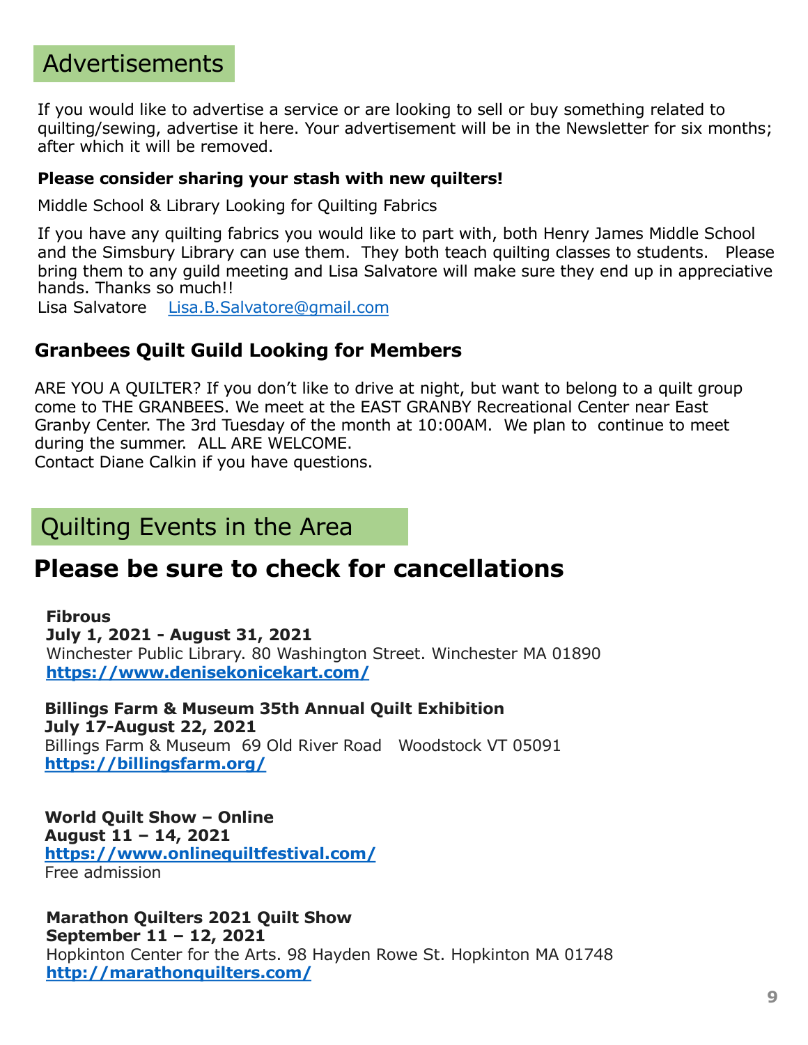## Advertisements

If you would like to advertise a service or are looking to sell or buy something related to quilting/sewing, advertise it here. Your advertisement will be in the Newsletter for six months; after which it will be removed.

**Please consider sharing your stash with new quilters!**

Middle School & Library Looking for Quilting Fabrics

If you have any quilting fabrics you would like to part with, both Henry James Middle School and the Simsbury Library can use them. They both teach quilting classes to students. Please bring them to any guild meeting and Lisa Salvatore will make sure they end up in appreciative hands. Thanks so much!!
Lisa Salvatore Lisa.B.Salvatore@gmail.com

### Granbees Quilt Guild Looking for Members

ARE YOU A QUILTER? If you don't like to drive at night, but want to belong to a quilt group come to THE GRANBEES. We meet at the EAST GRANBY Recreational Center near East Granby Center. The 3rd Tuesday of the month at 10:00AM. We plan to continue to meet during the summer. ALL ARE WELCOME.
Contact Diane Calkin if you have questions.

## Quilting Events in the Area

# Please be sure to check for cancellations

**Fibrous**
**July 1, 2021 - August 31, 2021**
Winchester Public Library. 80 Washington Street. Winchester MA 01890
**https://www.denisekonicekart.com/**

**Billings Farm & Museum 35th Annual Quilt Exhibition**
**July 17-August 22, 2021**
Billings Farm & Museum 69 Old River Road Woodstock VT 05091
**https://billingsfarm.org/**

**World Quilt Show – Online**
**August 11 – 14, 2021**
**https://www.onlinequiltfestival.com/**
Free admission

**Marathon Quilters 2021 Quilt Show**
**September 11 – 12, 2021**
Hopkinton Center for the Arts. 98 Hayden Rowe St. Hopkinton MA 01748
**http://marathonquilters.com/**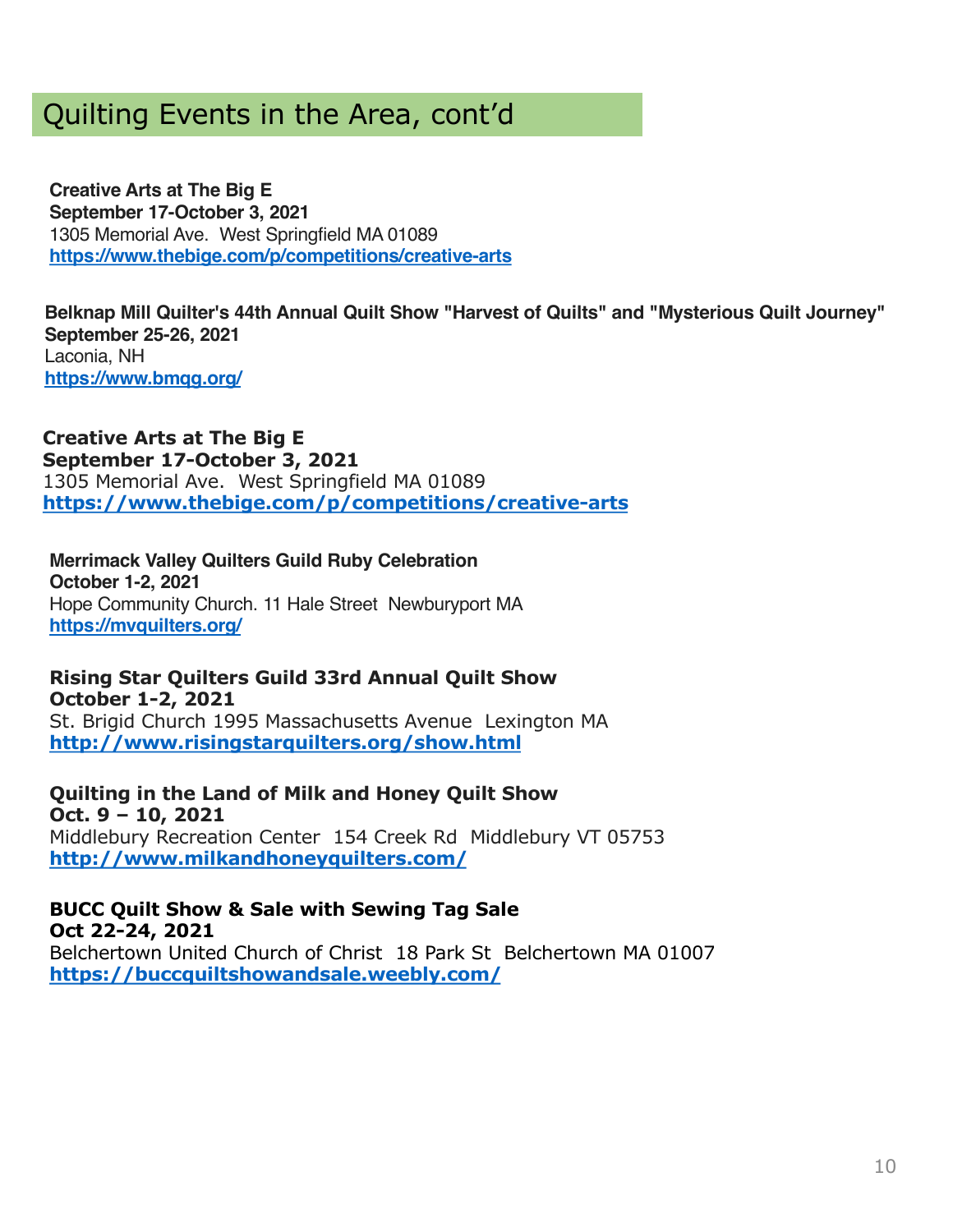## Quilting Events in the Area, cont'd

**Creative Arts at The Big E**
**September 17-October 3, 2021**
1305 Memorial Ave. West Springfield MA 01089
**https://www.thebige.com/p/competitions/creative-arts**

**Belknap Mill Quilter's 44th Annual Quilt Show "Harvest of Quilts" and "Mysterious Quilt Journey"**
**September 25-26, 2021**
Laconia, NH
**https://www.bmqg.org/**

**Creative Arts at The Big E**
**September 17-October 3, 2021**
1305 Memorial Ave. West Springfield MA 01089
**https://www.thebige.com/p/competitions/creative-arts**

**Merrimack Valley Quilters Guild Ruby Celebration**
**October 1-2, 2021**
Hope Community Church. 11 Hale Street Newburyport MA
**https://mvquilters.org/**

**Rising Star Quilters Guild 33rd Annual Quilt Show**
**October 1-2, 2021**
St. Brigid Church 1995 Massachusetts Avenue Lexington MA
**http://www.risingstarquilters.org/show.html**

**Quilting in the Land of Milk and Honey Quilt Show**
**Oct. 9 – 10, 2021**
Middlebury Recreation Center 154 Creek Rd Middlebury VT 05753
**http://www.milkandhoneyquilters.com/**

**BUCC Quilt Show & Sale with Sewing Tag Sale**
**Oct 22-24, 2021**
Belchertown United Church of Christ 18 Park St Belchertown MA 01007
**https://buccquiltshowandsale.weebly.com/**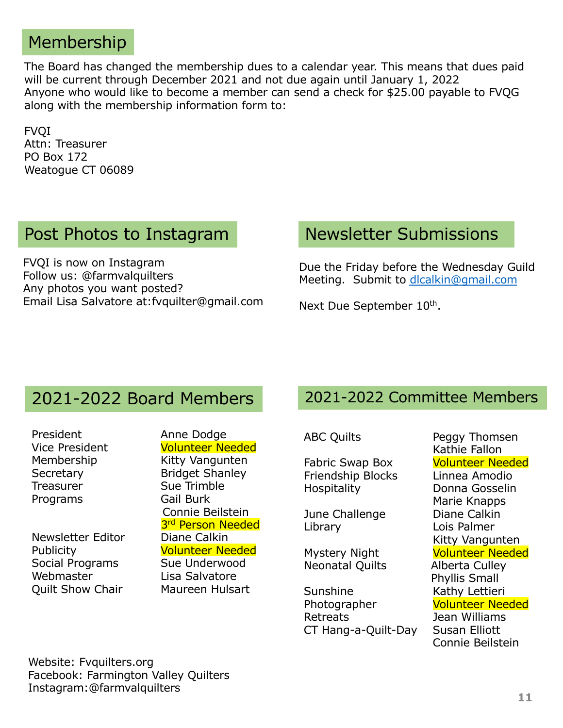## Membership

The Board has changed the membership dues to a calendar year. This means that dues paid will be current through December 2021 and not due again until January 1, 2022
Anyone who would like to become a member can send a check for $25.00 payable to FVQG along with the membership information form to:

FVQI
Attn: Treasurer
PO Box 172
Weatogue CT 06089

## Post Photos to Instagram

FVQI is now on Instagram
Follow us: @farmvalquilters
Any photos you want posted?
Email Lisa Salvatore at:fvquilter@gmail.com

## Newsletter Submissions

Due the Friday before the Wednesday Guild Meeting. Submit to dlcalkin@gmail.com

Next Due September 10th.

## 2021-2022 Board Members

| | |
|---|---|
| President | Anne Dodge |
| Vice President | Volunteer Needed |
| Membership | Kitty Vangunten |
| Secretary | Bridget Shanley |
| Treasurer | Sue Trimble |
| Programs | Gail Burk<br>Connie Beilstein<br>3rd Person Needed |
| Newsletter Editor | Diane Calkin |
| Publicity | Volunteer Needed |
| Social Programs | Sue Underwood |
| Webmaster | Lisa Salvatore |
| Quilt Show Chair | Maureen Hulsart |

## 2021-2022 Committee Members

| | |
|---|---|
| ABC Quilts | Peggy Thomsen<br>Kathie Fallon |
| Fabric Swap Box | Volunteer Needed |
| Friendship Blocks | Linnea Amodio |
| Hospitality | Donna Gosselin<br>Marie Knapps |
| June Challenge | Diane Calkin |
| Library | Lois Palmer<br>Kitty Vangunten |
| Mystery Night | Volunteer Needed |
| Neonatal Quilts | Alberta Culley<br>Phyllis Small |
| Sunshine | Kathy Lettieri |
| Photographer | Volunteer Needed |
| Retreats | Jean Williams |
| CT Hang-a-Quilt-Day | Susan Elliott<br>Connie Beilstein |

Website: Fvquilters.org
Facebook: Farmington Valley Quilters
Instagram:@farmvalquilters